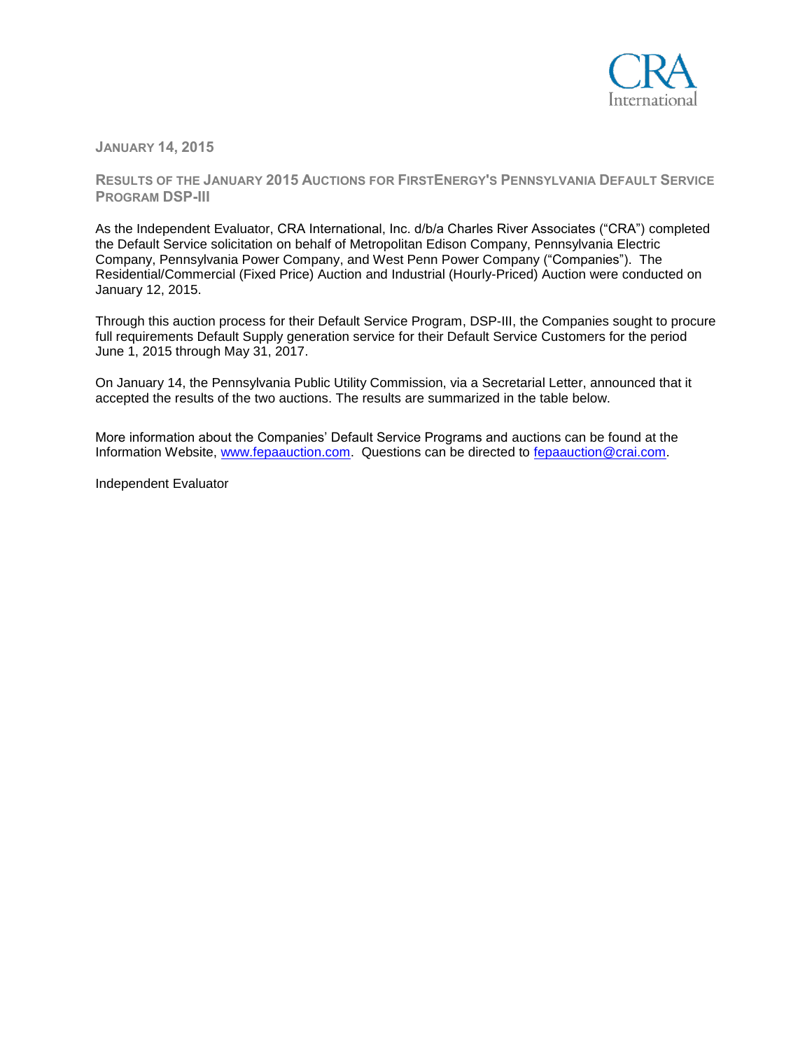**JANUARY 14, 2015**

## RESULTS OF THE JANUARY 2015 AUCTIONS FOR FIRSTENERGY'S PENNSYLVANIA DEFAULT SERVICE PROGRAM DSP-III

As the Independent Evaluator, CRA International, Inc. d/b/a Charles River Associates ("CRA") completed the Default Service solicitation on behalf of Metropolitan Edison Company, Pennsylvania Electric Company, Pennsylvania Power Company, and West Penn Power Company ("Companies"). The Residential/Commercial (Fixed Price) Auction and Industrial (Hourly-Priced) Auction were conducted on January 12, 2015.

Through this auction process for their Default Service Program, DSP-III, the Companies sought to procure full requirements Default Supply generation service for their Default Service Customers for the period June 1, 2015 through May 31, 2017.

On January 14, the Pennsylvania Public Utility Commission, via a Secretarial Letter, announced that it accepted the results of the two auctions. The results are summarized in the table below.

More information about the Companies' Default Service Programs and auctions can be found at the Information Website, www.fepaauction.com. Questions can be directed to fepaauction@crai.com.

Independent Evaluator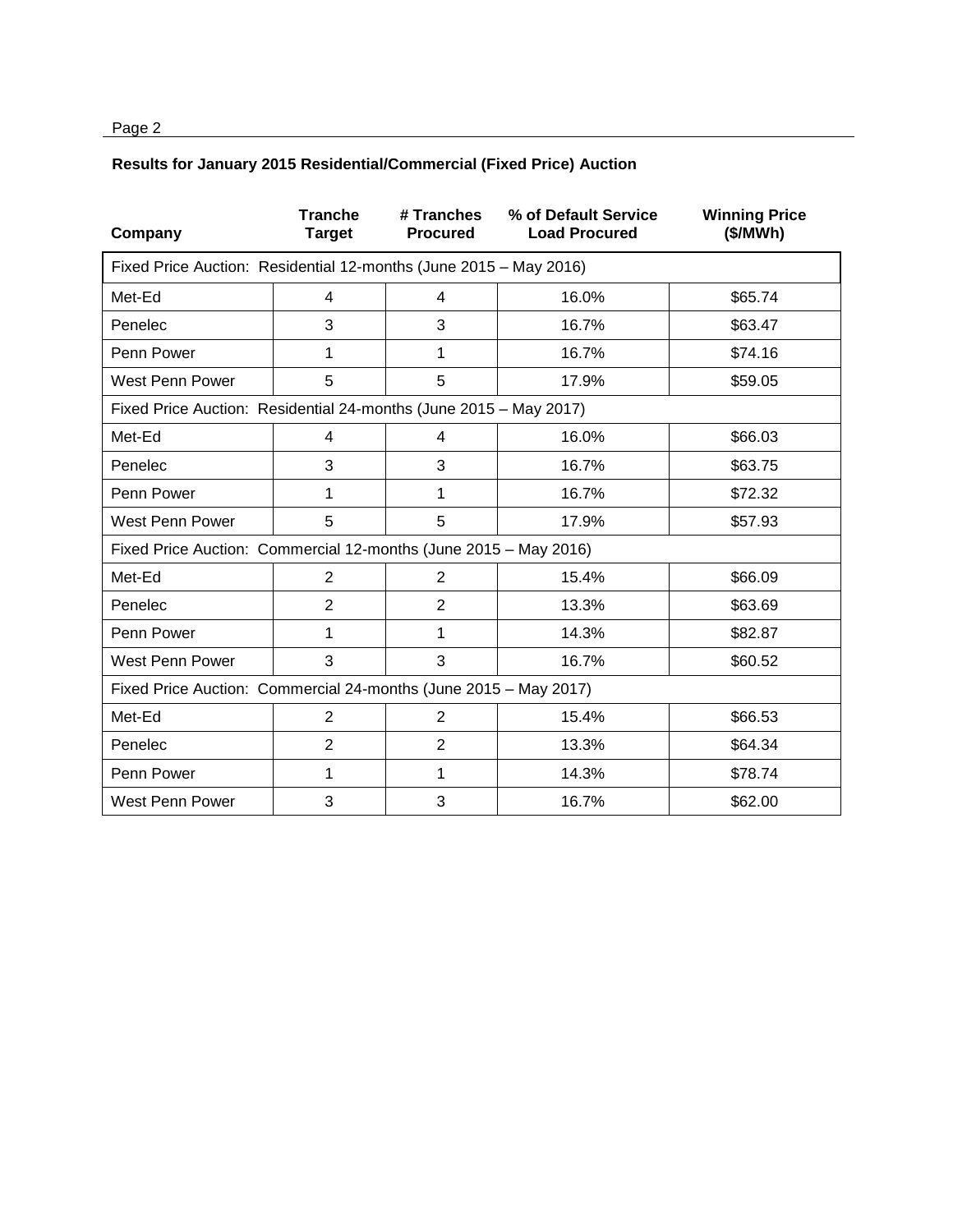**Results for January 2015 Residential/Commercial (Fixed Price) Auction**

| Company | Tranche Target | # Tranches Procured | % of Default Service Load Procured | Winning Price ($/MWh) |
|---|---|---|---|---|
| Fixed Price Auction: Residential 12-months (June 2015 – May 2016) | | | | |
| Met-Ed | 4 | 4 | 16.0% | $65.74 |
| Penelec | 3 | 3 | 16.7% | $63.47 |
| Penn Power | 1 | 1 | 16.7% | $74.16 |
| West Penn Power | 5 | 5 | 17.9% | $59.05 |
| Fixed Price Auction: Residential 24-months (June 2015 – May 2017) | | | | |
| Met-Ed | 4 | 4 | 16.0% | $66.03 |
| Penelec | 3 | 3 | 16.7% | $63.75 |
| Penn Power | 1 | 1 | 16.7% | $72.32 |
| West Penn Power | 5 | 5 | 17.9% | $57.93 |
| Fixed Price Auction: Commercial 12-months (June 2015 – May 2016) | | | | |
| Met-Ed | 2 | 2 | 15.4% | $66.09 |
| Penelec | 2 | 2 | 13.3% | $63.69 |
| Penn Power | 1 | 1 | 14.3% | $82.87 |
| West Penn Power | 3 | 3 | 16.7% | $60.52 |
| Fixed Price Auction: Commercial 24-months (June 2015 – May 2017) | | | | |
| Met-Ed | 2 | 2 | 15.4% | $66.53 |
| Penelec | 2 | 2 | 13.3% | $64.34 |
| Penn Power | 1 | 1 | 14.3% | $78.74 |
| West Penn Power | 3 | 3 | 16.7% | $62.00 |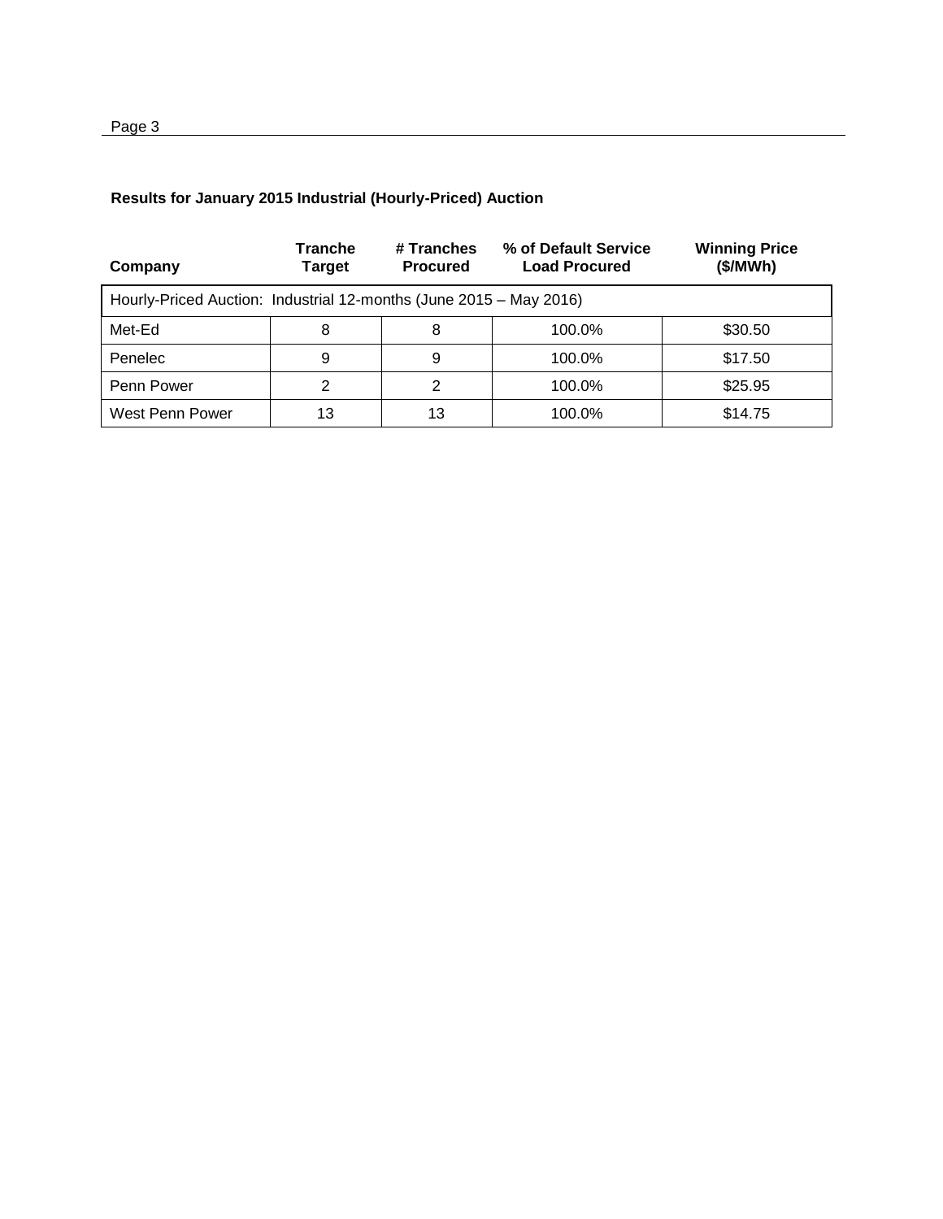**Results for January 2015 Industrial (Hourly-Priced) Auction**

| Company | Tranche Target | # Tranches Procured | % of Default Service Load Procured | Winning Price ($/MWh) |
|---|---|---|---|---|
| Hourly-Priced Auction: Industrial 12-months (June 2015 – May 2016) | | | | |
| Met-Ed | 8 | 8 | 100.0% | $30.50 |
| Penelec | 9 | 9 | 100.0% | $17.50 |
| Penn Power | 2 | 2 | 100.0% | $25.95 |
| West Penn Power | 13 | 13 | 100.0% | $14.75 |